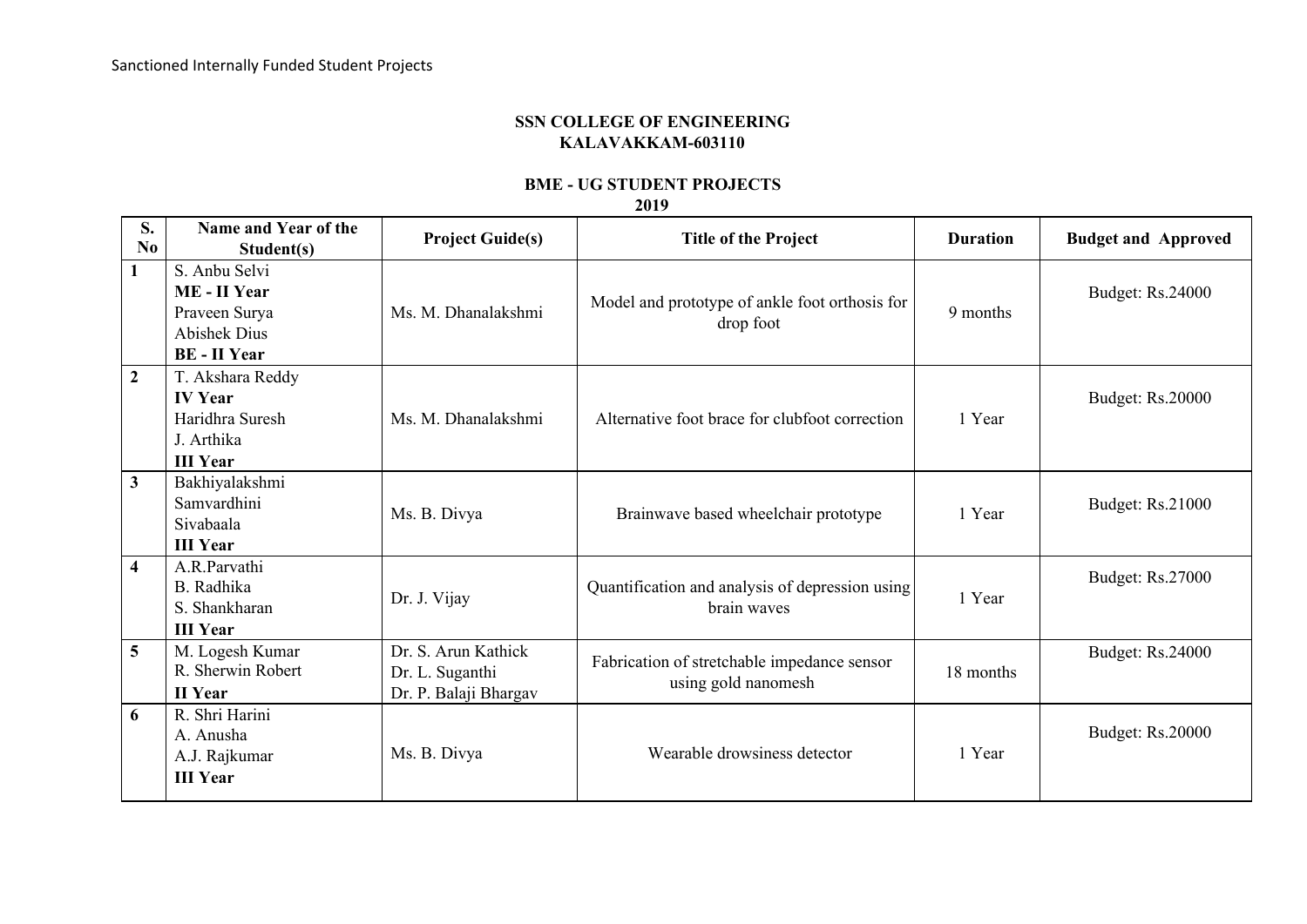Sanctioned Internally Funded Student Projects

**SSN COLLEGE OF ENGINEERING**
**KALAVAKKAM-603110**

**BME - UG STUDENT PROJECTS**
**2019**

| S. No | Name and Year of the Student(s) | Project Guide(s) | Title of the Project | Duration | Budget and Approved |
|---|---|---|---|---|---|
| 1 | S. Anbu Selvi<br>**ME - II Year**<br>Praveen Surya<br>Abishek Dius<br>**BE - II Year** | Ms. M. Dhanalakshmi | Model and prototype of ankle foot orthosis for drop foot | 9 months | Budget: Rs.24000 |
| 2 | T. Akshara Reddy<br>**IV Year**<br>Haridhra Suresh<br>J. Arthika<br>**III Year** | Ms. M. Dhanalakshmi | Alternative foot brace for clubfoot correction | 1 Year | Budget: Rs.20000 |
| 3 | Bakhiyalakshmi<br>Samvardhini<br>Sivabaala<br>**III Year** | Ms. B. Divya | Brainwave based wheelchair prototype | 1 Year | Budget: Rs.21000 |
| 4 | A.R.Parvathi<br>B. Radhika<br>S. Shankharan<br>**III Year** | Dr. J. Vijay | Quantification and analysis of depression using brain waves | 1 Year | Budget: Rs.27000 |
| 5 | M. Logesh Kumar<br>R. Sherwin Robert<br>**II Year** | Dr. S. Arun Kathick<br>Dr. L. Suganthi<br>Dr. P. Balaji Bhargav | Fabrication of stretchable impedance sensor using gold nanomesh | 18 months | Budget: Rs.24000 |
| 6 | R. Shri Harini<br>A. Anusha<br>A.J. Rajkumar<br>**III Year** | Ms. B. Divya | Wearable drowsiness detector | 1 Year | Budget: Rs.20000 |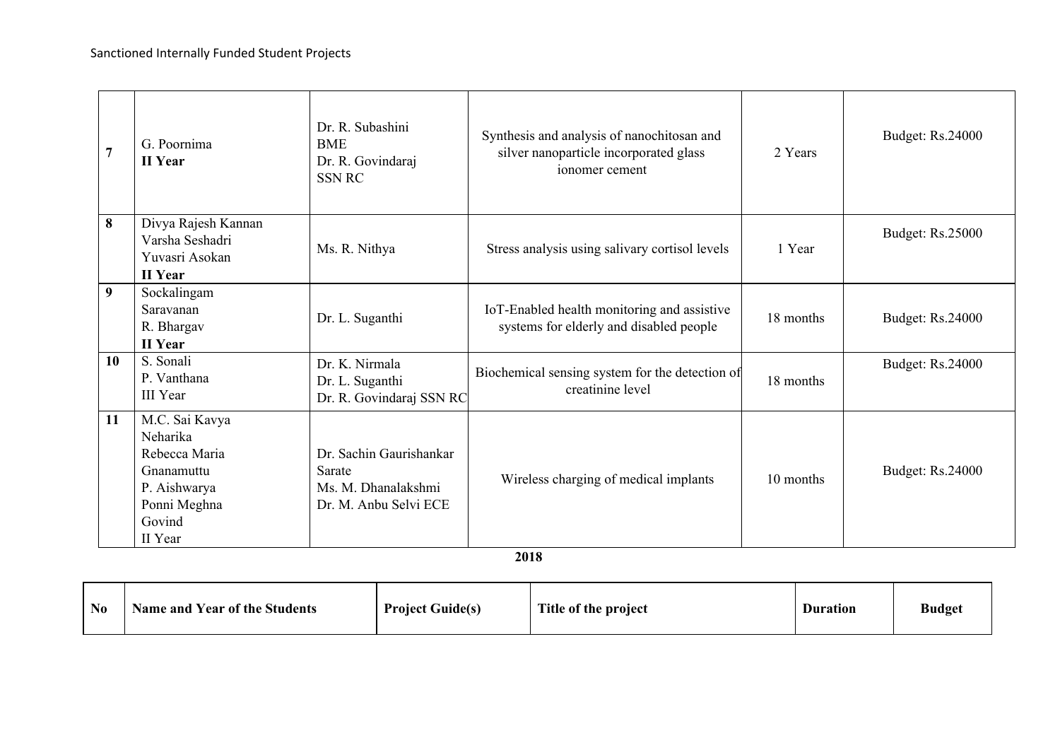| 7 | G. Poornima **II Year** | Dr. R. Subashini BME Dr. R. Govindaraj SSN RC | Synthesis and analysis of nanochitosan and silver nanoparticle incorporated glass ionomer cement | 2 Years | Budget: Rs.24000 |
|---|---|---|---|---|---|
| 8 | Divya Rajesh Kannan Varsha Seshadri Yuvasri Asokan **II Year** | Ms. R. Nithya | Stress analysis using salivary cortisol levels | 1 Year | Budget: Rs.25000 |
| 9 | Sockalingam Saravanan R. Bhargav **II Year** | Dr. L. Suganthi | IoT-Enabled health monitoring and assistive systems for elderly and disabled people | 18 months | Budget: Rs.24000 |
| 10 | S. Sonali P. Vanthana III Year | Dr. K. Nirmala Dr. L. Suganthi Dr. R. Govindaraj SSN RC | Biochemical sensing system for the detection of creatinine level | 18 months | Budget: Rs.24000 |
| 11 | M.C. Sai Kavya Neharika Rebecca Maria Gnanamuttu P. Aishwarya Ponni Meghna Govind II Year | Dr. Sachin Gaurishankar Sarate Ms. M. Dhanalakshmi Dr. M. Anbu Selvi ECE | Wireless charging of medical implants | 10 months | Budget: Rs.24000 |

**2018**

| No | Name and Year of the Students | Project Guide(s) | Title of the project | Duration | Budget |
|---|---|---|---|---|---|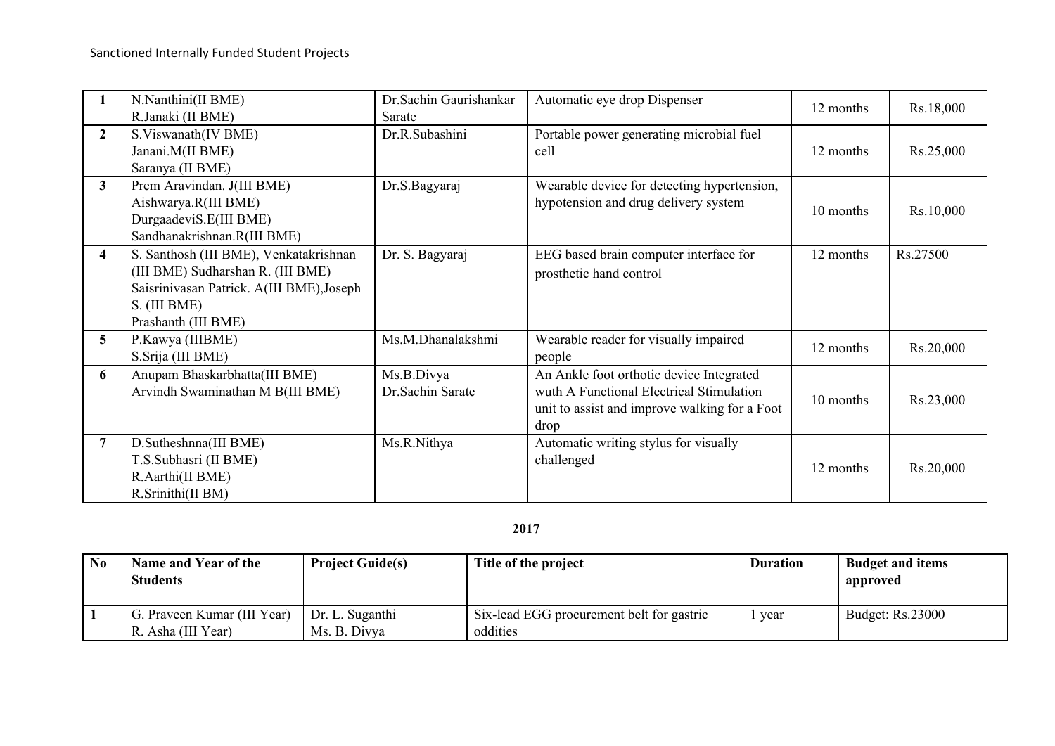Sanctioned Internally Funded Student Projects

| | | | | | |
|---|---|---|---|---|---|
| **1** | N.Nanthini(II BME)<br>R.Janaki (II BME) | Dr.Sachin Gaurishankar Sarate | Automatic eye drop Dispenser | 12 months | Rs.18,000 |
| **2** | S.Viswanath(IV BME)<br>Janani.M(II BME)<br>Saranya (II BME) | Dr.R.Subashini | Portable power generating microbial fuel cell | 12 months | Rs.25,000 |
| **3** | Prem Aravindan. J(III BME)<br>Aishwarya.R(III BME)<br>DurgaadeviS.E(III BME)<br>Sandhanakrishnan.R(III BME) | Dr.S.Bagyaraj | Wearable device for detecting hypertension, hypotension and drug delivery system | 10 months | Rs.10,000 |
| **4** | S. Santhosh (III BME), Venkatakrishnan (III BME) Sudharshan R. (III BME) Saisrinivasan Patrick. A(III BME),Joseph S. (III BME)<br>Prashanth (III BME) | Dr. S. Bagyaraj | EEG based brain computer interface for prosthetic hand control | 12 months | Rs.27500 |
| **5** | P.Kawya (IIIBME)<br>S.Srija (III BME) | Ms.M.Dhanalakshmi | Wearable reader for visually impaired people | 12 months | Rs.20,000 |
| **6** | Anupam Bhaskarbhatta(III BME)<br>Arvindh Swaminathan M B(III BME) | Ms.B.Divya<br>Dr.Sachin Sarate | An Ankle foot orthotic device Integrated wuth A Functional Electrical Stimulation unit to assist and improve walking for a Foot drop | 10 months | Rs.23,000 |
| **7** | D.Sutheshnna(III BME)<br>T.S.Subhasri (II BME)<br>R.Aarthi(II BME)<br>R.Srinithi(II BM) | Ms.R.Nithya | Automatic writing stylus for visually challenged | 12 months | Rs.20,000 |

**2017**

| No | Name and Year of the Students | Project Guide(s) | Title of the project | Duration | Budget and items approved |
|---|---|---|---|---|---|
| 1 | G. Praveen Kumar (III Year)<br>R. Asha (III Year) | Dr. L. Suganthi<br>Ms. B. Divya | Six-lead EGG procurement belt for gastric oddities | 1 year | Budget: Rs.23000 |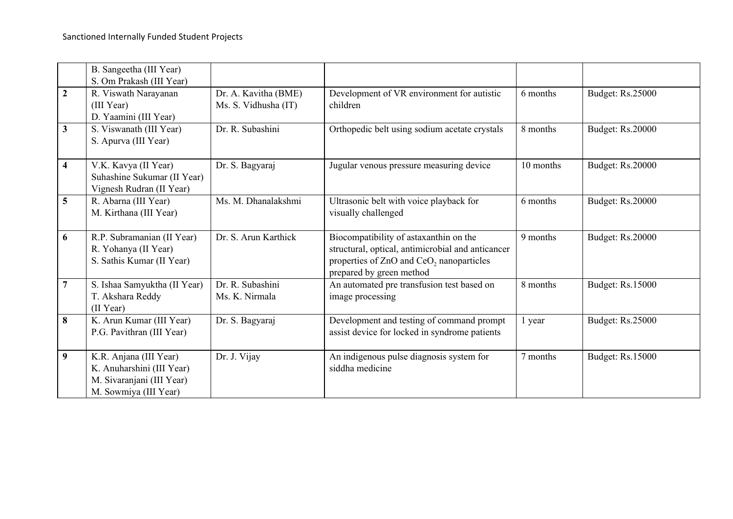Sanctioned Internally Funded Student Projects

| | | | | | |
|---|---|---|---|---|---|
| | B. Sangeetha (III Year)<br>S. Om Prakash (III Year) | | | | |
| **2** | R. Viswath Narayanan (III Year)<br>D. Yaamini (III Year) | Dr. A. Kavitha (BME)<br>Ms. S. Vidhusha (IT) | Development of VR environment for autistic children | 6 months | Budget: Rs.25000 |
| **3** | S. Viswanath (III Year)<br>S. Apurva (III Year) | Dr. R. Subashini | Orthopedic belt using sodium acetate crystals | 8 months | Budget: Rs.20000 |
| **4** | V.K. Kavya (II Year)<br>Suhashine Sukumar (II Year)<br>Vignesh Rudran (II Year) | Dr. S. Bagyaraj | Jugular venous pressure measuring device | 10 months | Budget: Rs.20000 |
| **5** | R. Abarna (III Year)<br>M. Kirthana (III Year) | Ms. M. Dhanalakshmi | Ultrasonic belt with voice playback for visually challenged | 6 months | Budget: Rs.20000 |
| **6** | R.P. Subramanian (II Year)<br>R. Yohanya (II Year)<br>S. Sathis Kumar (II Year) | Dr. S. Arun Karthick | Biocompatibility of astaxanthin on the structural, optical, antimicrobial and anticancer properties of ZnO and $CeO_2$ nanoparticles prepared by green method | 9 months | Budget: Rs.20000 |
| **7** | S. Ishaa Samyuktha (II Year)<br>T. Akshara Reddy (II Year) | Dr. R. Subashini<br>Ms. K. Nirmala | An automated pre transfusion test based on image processing | 8 months | Budget: Rs.15000 |
| **8** | K. Arun Kumar (III Year)<br>P.G. Pavithran (III Year) | Dr. S. Bagyaraj | Development and testing of command prompt assist device for locked in syndrome patients | 1 year | Budget: Rs.25000 |
| **9** | K.R. Anjana (III Year)<br>K. Anuharshini (III Year)<br>M. Sivaranjani (III Year)<br>M. Sowmiya (III Year) | Dr. J. Vijay | An indigenous pulse diagnosis system for siddha medicine | 7 months | Budget: Rs.15000 |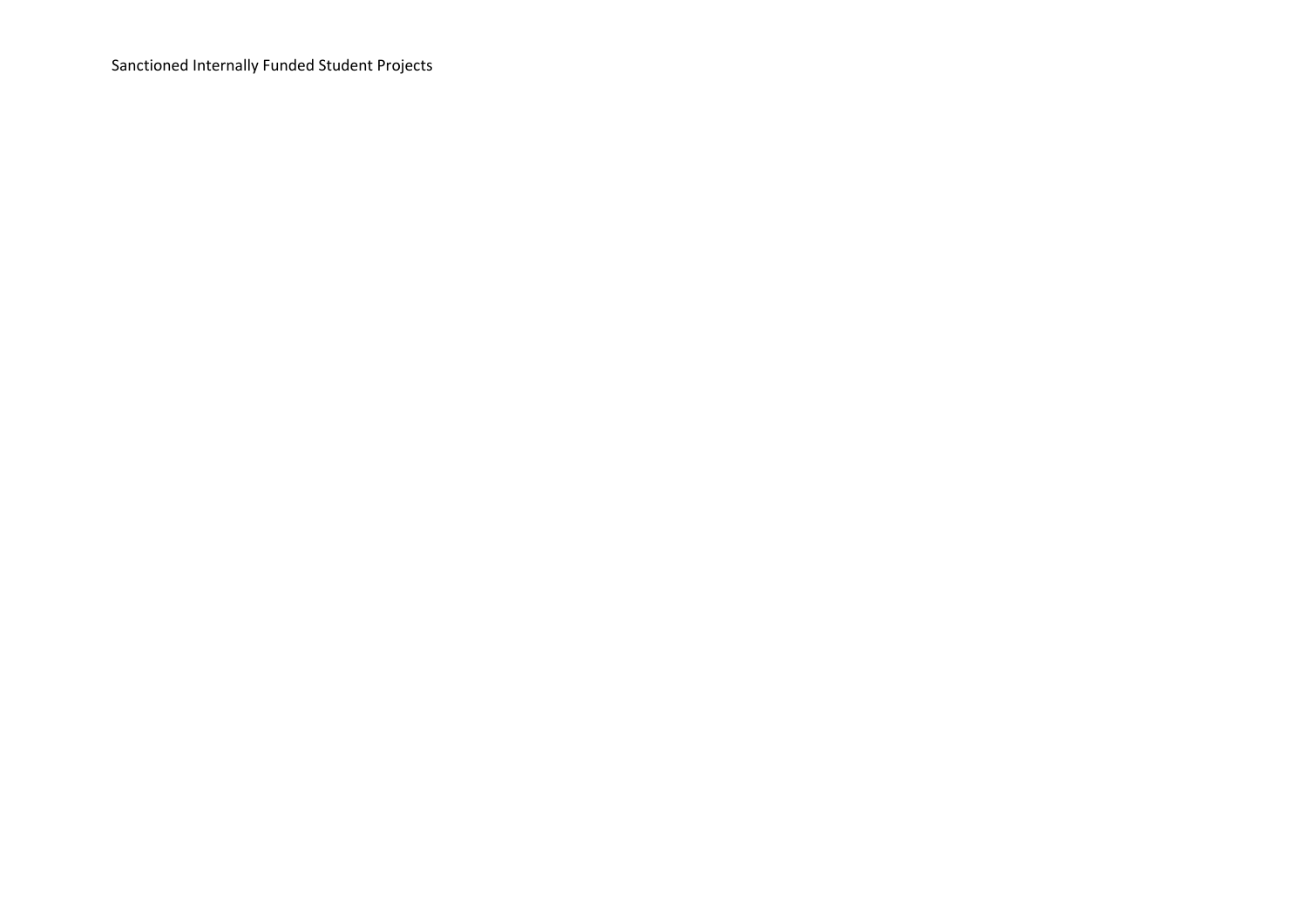Sanctioned Internally Funded Student Projects